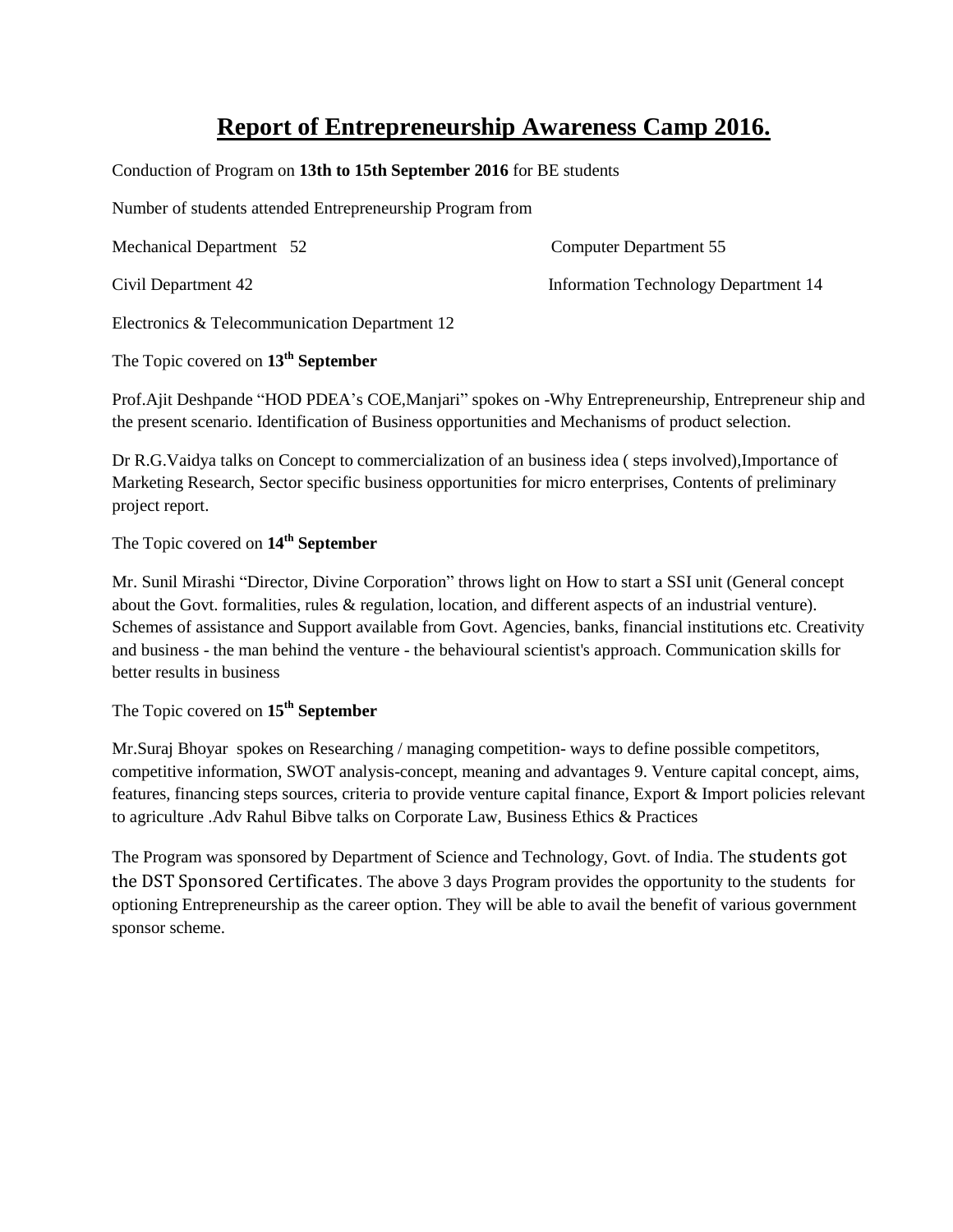# Report of Entrepreneurship Awareness Camp 2016.

Conduction of Program on **13th to 15th September 2016** for BE students

Number of students attended Entrepreneurship Program from

Mechanical Department 52

Computer Department 55

Civil Department 42

Information Technology Department 14

Electronics & Telecommunication Department 12

The Topic covered on **13th September**

Prof.Ajit Deshpande "HOD PDEA's COE,Manjari" spokes on -Why Entrepreneurship, Entrepreneur ship and the present scenario. Identification of Business opportunities and Mechanisms of product selection.

Dr R.G.Vaidya talks on Concept to commercialization of an business idea ( steps involved),Importance of Marketing Research, Sector specific business opportunities for micro enterprises, Contents of preliminary project report.

The Topic covered on **14th September**

Mr. Sunil Mirashi "Director, Divine Corporation" throws light on How to start a SSI unit (General concept about the Govt. formalities, rules & regulation, location, and different aspects of an industrial venture). Schemes of assistance and Support available from Govt. Agencies, banks, financial institutions etc. Creativity and business - the man behind the venture - the behavioural scientist's approach. Communication skills for better results in business

The Topic covered on **15th September**

Mr.Suraj Bhoyar spokes on Researching / managing competition- ways to define possible competitors, competitive information, SWOT analysis-concept, meaning and advantages 9. Venture capital concept, aims, features, financing steps sources, criteria to provide venture capital finance, Export & Import policies relevant to agriculture .Adv Rahul Bibve talks on Corporate Law, Business Ethics & Practices

The Program was sponsored by Department of Science and Technology, Govt. of India. The students got the DST Sponsored Certificates. The above 3 days Program provides the opportunity to the students for optioning Entrepreneurship as the career option. They will be able to avail the benefit of various government sponsor scheme.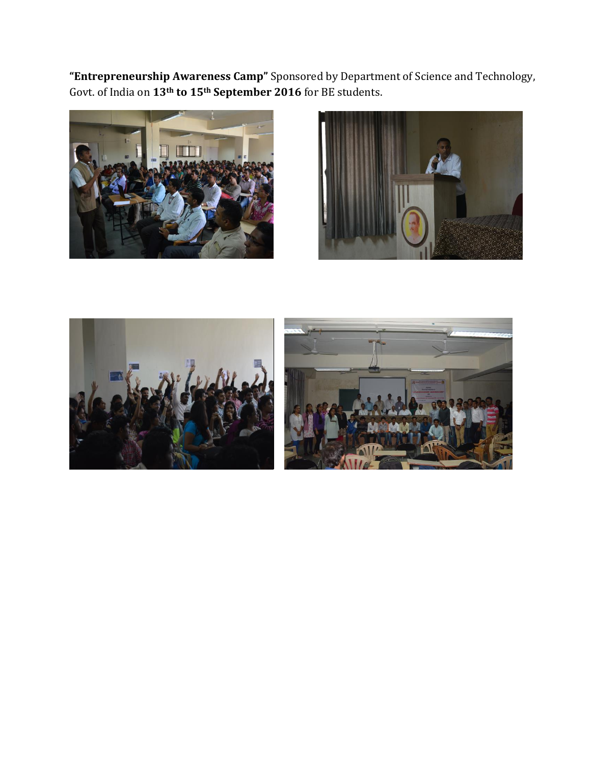**"Entrepreneurship Awareness Camp"** Sponsored by Department of Science and Technology, Govt. of India on **13th to 15th September 2016** for BE students.